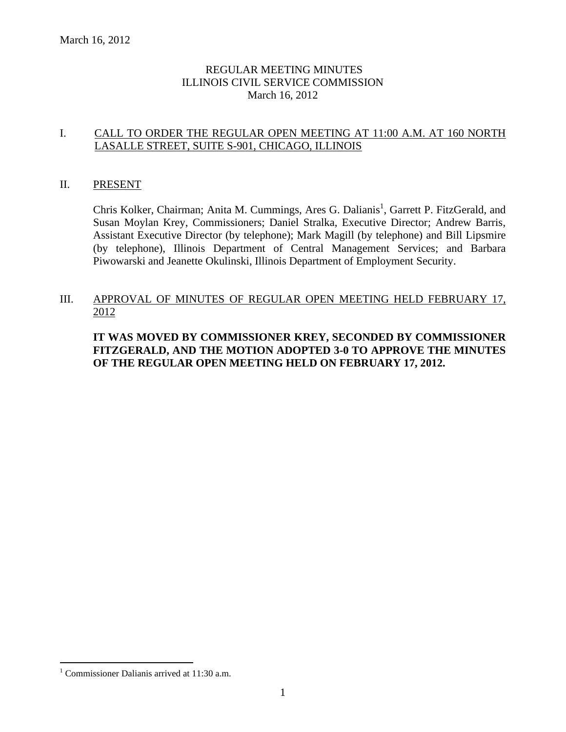# REGULAR MEETING MINUTES
# ILLINOIS CIVIL SERVICE COMMISSION
# March 16, 2012

## I. CALL TO ORDER THE REGULAR OPEN MEETING AT 11:00 A.M. AT 160 NORTH LASALLE STREET, SUITE S-901, CHICAGO, ILLINOIS

## II. PRESENT

Chris Kolker, Chairman; Anita M. Cummings, Ares G. Dalianis[1], Garrett P. FitzGerald, and Susan Moylan Krey, Commissioners; Daniel Stralka, Executive Director; Andrew Barris, Assistant Executive Director (by telephone); Mark Magill (by telephone) and Bill Lipsmire (by telephone), Illinois Department of Central Management Services; and Barbara Piwowarski and Jeanette Okulinski, Illinois Department of Employment Security.

## III. APPROVAL OF MINUTES OF REGULAR OPEN MEETING HELD FEBRUARY 17, 2012

**IT WAS MOVED BY COMMISSIONER KREY, SECONDED BY COMMISSIONER FITZGERALD, AND THE MOTION ADOPTED 3-0 TO APPROVE THE MINUTES OF THE REGULAR OPEN MEETING HELD ON FEBRUARY 17, 2012.**

[1] Commissioner Dalianis arrived at 11:30 a.m.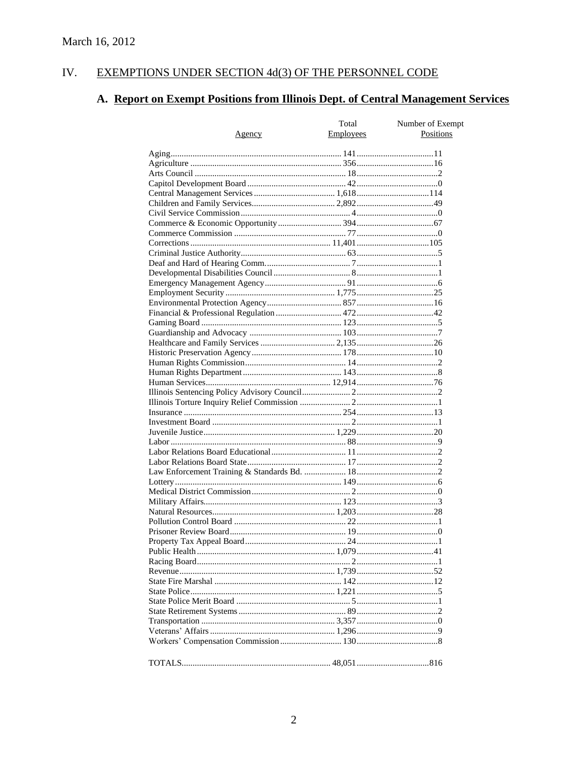March 16, 2012

## IV. EXEMPTIONS UNDER SECTION 4d(3) OF THE PERSONNEL CODE

### A. Report on Exempt Positions from Illinois Dept. of Central Management Services

| Agency | Total Employees | Number of Exempt Positions |
|---|---|---|
| Aging | 141 | 11 |
| Agriculture | 356 | 16 |
| Arts Council | 18 | 2 |
| Capitol Development Board | 42 | 0 |
| Central Management Services | 1,618 | 114 |
| Children and Family Services | 2,892 | 49 |
| Civil Service Commission | 4 | 0 |
| Commerce & Economic Opportunity | 394 | 67 |
| Commerce Commission | 77 | 0 |
| Corrections | 11,401 | 105 |
| Criminal Justice Authority | 63 | 5 |
| Deaf and Hard of Hearing Comm. | 7 | 1 |
| Developmental Disabilities Council | 8 | 1 |
| Emergency Management Agency | 91 | 6 |
| Employment Security | 1,775 | 25 |
| Environmental Protection Agency | 857 | 16 |
| Financial & Professional Regulation | 472 | 42 |
| Gaming Board | 123 | 5 |
| Guardianship and Advocacy | 103 | 7 |
| Healthcare and Family Services | 2,135 | 26 |
| Historic Preservation Agency | 178 | 10 |
| Human Rights Commission | 14 | 2 |
| Human Rights Department | 143 | 8 |
| Human Services | 12,914 | 76 |
| Illinois Sentencing Policy Advisory Council | 2 | 2 |
| Illinois Torture Inquiry Relief Commission | 2 | 1 |
| Insurance | 254 | 13 |
| Investment Board | 2 | 1 |
| Juvenile Justice | 1,229 | 20 |
| Labor | 88 | 9 |
| Labor Relations Board Educational | 11 | 2 |
| Labor Relations Board State | 17 | 2 |
| Law Enforcement Training & Standards Bd. | 18 | 2 |
| Lottery | 149 | 6 |
| Medical District Commission | 2 | 0 |
| Military Affairs | 123 | 3 |
| Natural Resources | 1,203 | 28 |
| Pollution Control Board | 22 | 1 |
| Prisoner Review Board | 19 | 0 |
| Property Tax Appeal Board | 24 | 1 |
| Public Health | 1,079 | 41 |
| Racing Board | 2 | 1 |
| Revenue | 1,739 | 52 |
| State Fire Marshal | 142 | 12 |
| State Police | 1,221 | 5 |
| State Police Merit Board | 5 | 1 |
| State Retirement Systems | 89 | 2 |
| Transportation | 3,357 | 0 |
| Veterans' Affairs | 1,296 | 9 |
| Workers' Compensation Commission | 130 | 8 |
| TOTALS | 48,051 | 816 |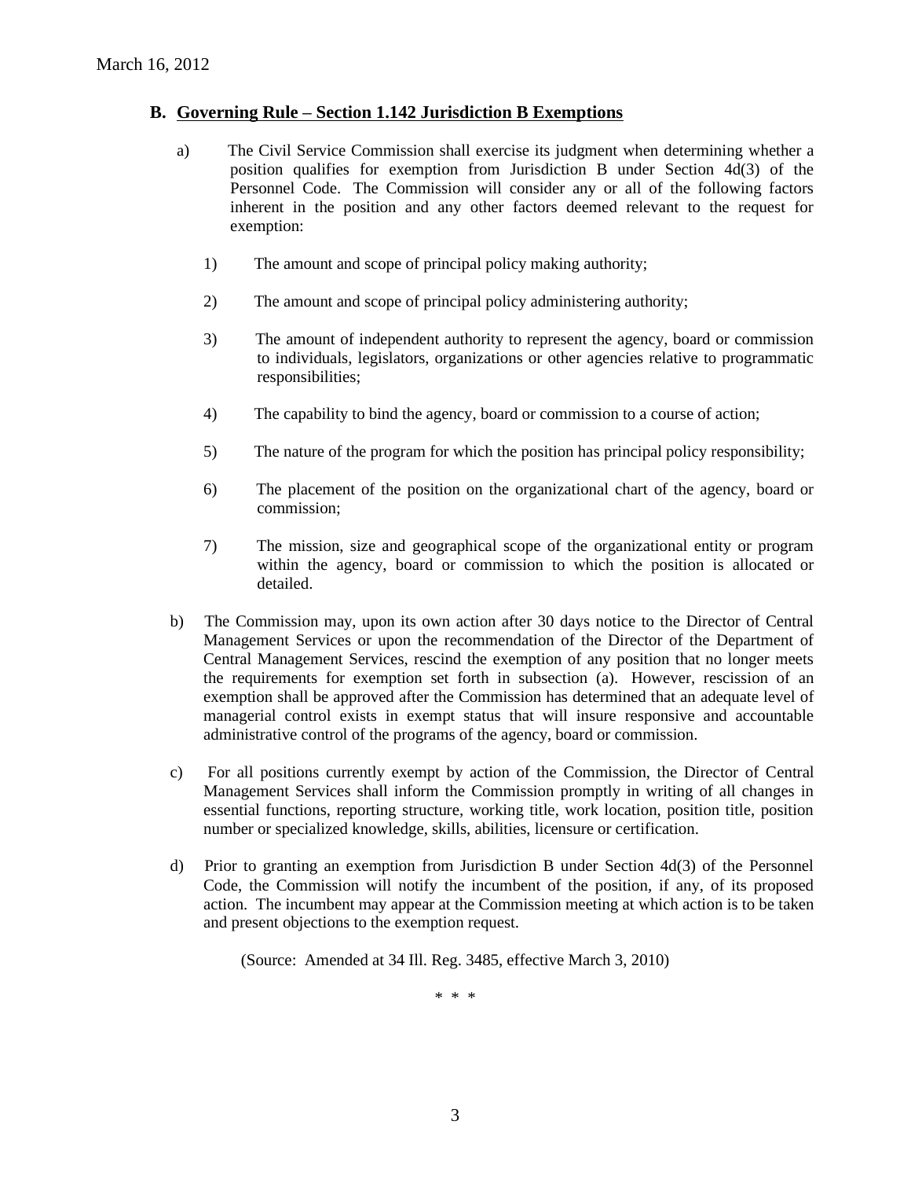## B. Governing Rule – Section 1.142 Jurisdiction B Exemptions

a) The Civil Service Commission shall exercise its judgment when determining whether a position qualifies for exemption from Jurisdiction B under Section 4d(3) of the Personnel Code. The Commission will consider any or all of the following factors inherent in the position and any other factors deemed relevant to the request for exemption:

1) The amount and scope of principal policy making authority;

2) The amount and scope of principal policy administering authority;

3) The amount of independent authority to represent the agency, board or commission to individuals, legislators, organizations or other agencies relative to programmatic responsibilities;

4) The capability to bind the agency, board or commission to a course of action;

5) The nature of the program for which the position has principal policy responsibility;

6) The placement of the position on the organizational chart of the agency, board or commission;

7) The mission, size and geographical scope of the organizational entity or program within the agency, board or commission to which the position is allocated or detailed.

b) The Commission may, upon its own action after 30 days notice to the Director of Central Management Services or upon the recommendation of the Director of the Department of Central Management Services, rescind the exemption of any position that no longer meets the requirements for exemption set forth in subsection (a). However, rescission of an exemption shall be approved after the Commission has determined that an adequate level of managerial control exists in exempt status that will insure responsive and accountable administrative control of the programs of the agency, board or commission.

c) For all positions currently exempt by action of the Commission, the Director of Central Management Services shall inform the Commission promptly in writing of all changes in essential functions, reporting structure, working title, work location, position title, position number or specialized knowledge, skills, abilities, licensure or certification.

d) Prior to granting an exemption from Jurisdiction B under Section 4d(3) of the Personnel Code, the Commission will notify the incumbent of the position, if any, of its proposed action. The incumbent may appear at the Commission meeting at which action is to be taken and present objections to the exemption request.

(Source: Amended at 34 Ill. Reg. 3485, effective March 3, 2010)

\* \* \*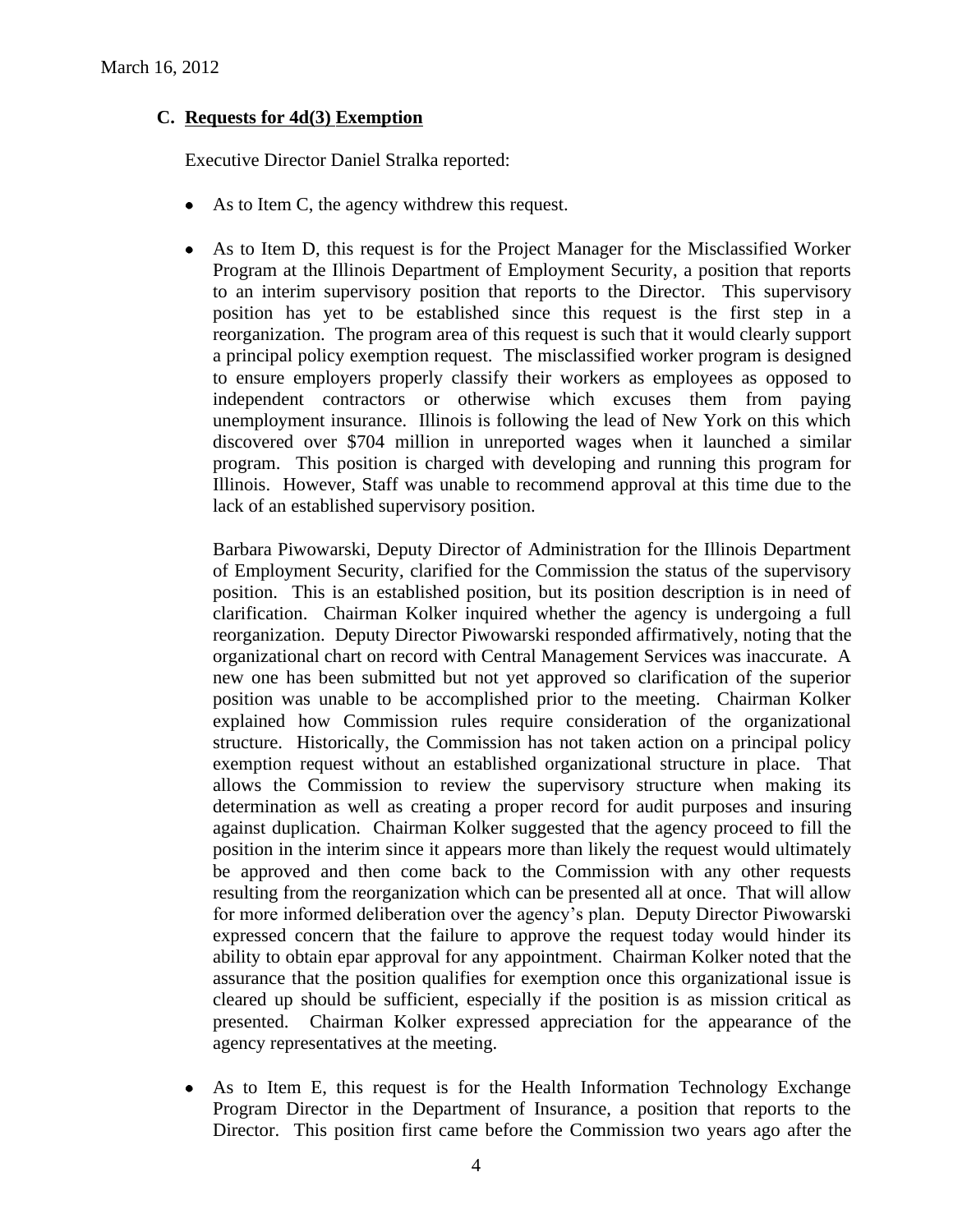March 16, 2012

### C. Requests for 4d(3) Exemption

Executive Director Daniel Stralka reported:

- As to Item C, the agency withdrew this request.

- As to Item D, this request is for the Project Manager for the Misclassified Worker Program at the Illinois Department of Employment Security, a position that reports to an interim supervisory position that reports to the Director. This supervisory position has yet to be established since this request is the first step in a reorganization. The program area of this request is such that it would clearly support a principal policy exemption request. The misclassified worker program is designed to ensure employers properly classify their workers as employees as opposed to independent contractors or otherwise which excuses them from paying unemployment insurance. Illinois is following the lead of New York on this which discovered over $704 million in unreported wages when it launched a similar program. This position is charged with developing and running this program for Illinois. However, Staff was unable to recommend approval at this time due to the lack of an established supervisory position.

  Barbara Piwowarski, Deputy Director of Administration for the Illinois Department of Employment Security, clarified for the Commission the status of the supervisory position. This is an established position, but its position description is in need of clarification. Chairman Kolker inquired whether the agency is undergoing a full reorganization. Deputy Director Piwowarski responded affirmatively, noting that the organizational chart on record with Central Management Services was inaccurate. A new one has been submitted but not yet approved so clarification of the superior position was unable to be accomplished prior to the meeting. Chairman Kolker explained how Commission rules require consideration of the organizational structure. Historically, the Commission has not taken action on a principal policy exemption request without an established organizational structure in place. That allows the Commission to review the supervisory structure when making its determination as well as creating a proper record for audit purposes and insuring against duplication. Chairman Kolker suggested that the agency proceed to fill the position in the interim since it appears more than likely the request would ultimately be approved and then come back to the Commission with any other requests resulting from the reorganization which can be presented all at once. That will allow for more informed deliberation over the agency's plan. Deputy Director Piwowarski expressed concern that the failure to approve the request today would hinder its ability to obtain epar approval for any appointment. Chairman Kolker noted that the assurance that the position qualifies for exemption once this organizational issue is cleared up should be sufficient, especially if the position is as mission critical as presented. Chairman Kolker expressed appreciation for the appearance of the agency representatives at the meeting.

- As to Item E, this request is for the Health Information Technology Exchange Program Director in the Department of Insurance, a position that reports to the Director. This position first came before the Commission two years ago after the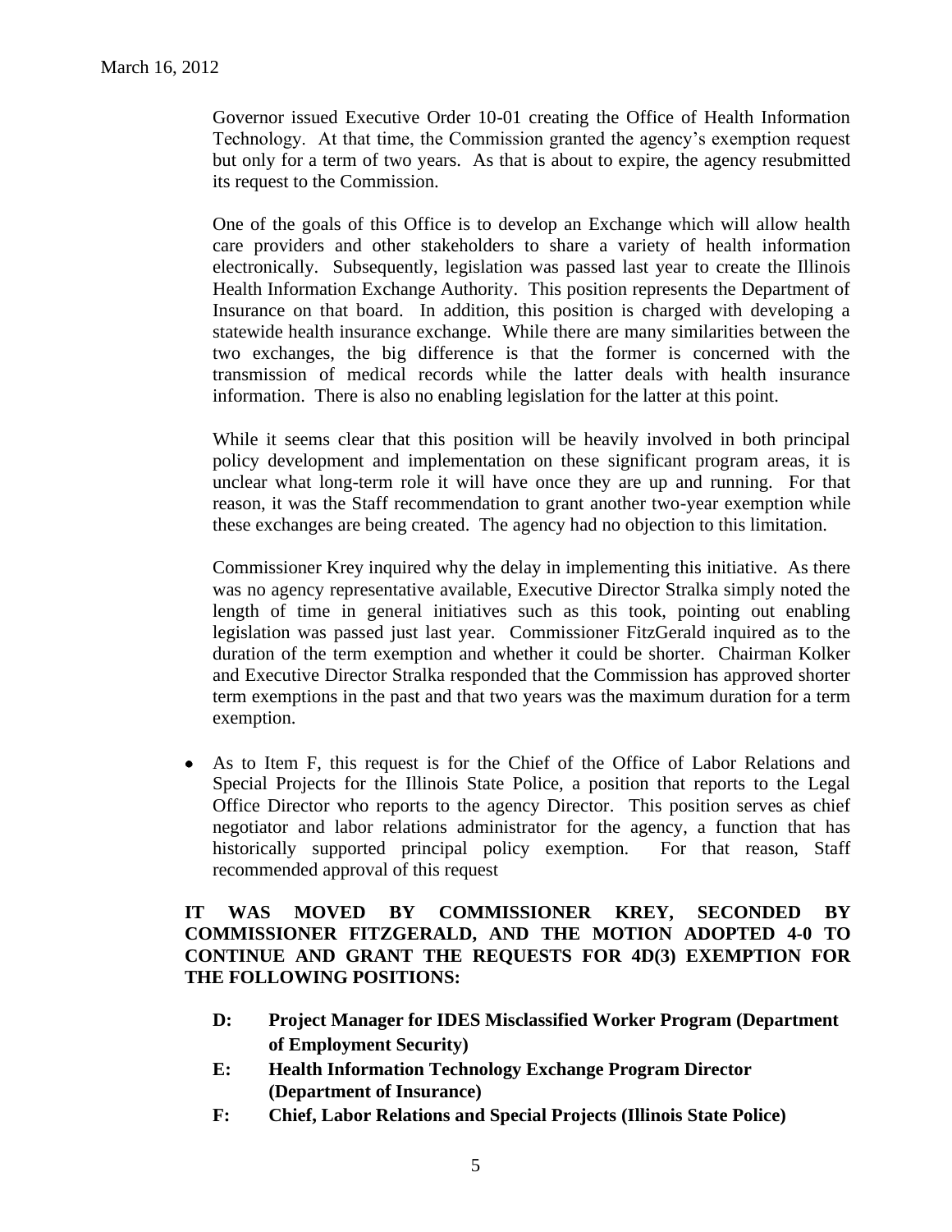Governor issued Executive Order 10-01 creating the Office of Health Information Technology. At that time, the Commission granted the agency's exemption request but only for a term of two years. As that is about to expire, the agency resubmitted its request to the Commission.

One of the goals of this Office is to develop an Exchange which will allow health care providers and other stakeholders to share a variety of health information electronically. Subsequently, legislation was passed last year to create the Illinois Health Information Exchange Authority. This position represents the Department of Insurance on that board. In addition, this position is charged with developing a statewide health insurance exchange. While there are many similarities between the two exchanges, the big difference is that the former is concerned with the transmission of medical records while the latter deals with health insurance information. There is also no enabling legislation for the latter at this point.

While it seems clear that this position will be heavily involved in both principal policy development and implementation on these significant program areas, it is unclear what long-term role it will have once they are up and running. For that reason, it was the Staff recommendation to grant another two-year exemption while these exchanges are being created. The agency had no objection to this limitation.

Commissioner Krey inquired why the delay in implementing this initiative. As there was no agency representative available, Executive Director Stralka simply noted the length of time in general initiatives such as this took, pointing out enabling legislation was passed just last year. Commissioner FitzGerald inquired as to the duration of the term exemption and whether it could be shorter. Chairman Kolker and Executive Director Stralka responded that the Commission has approved shorter term exemptions in the past and that two years was the maximum duration for a term exemption.

- As to Item F, this request is for the Chief of the Office of Labor Relations and Special Projects for the Illinois State Police, a position that reports to the Legal Office Director who reports to the agency Director. This position serves as chief negotiator and labor relations administrator for the agency, a function that has historically supported principal policy exemption. For that reason, Staff recommended approval of this request

**IT WAS MOVED BY COMMISSIONER KREY, SECONDED BY COMMISSIONER FITZGERALD, AND THE MOTION ADOPTED 4-0 TO CONTINUE AND GRANT THE REQUESTS FOR 4D(3) EXEMPTION FOR THE FOLLOWING POSITIONS:**

- **D: Project Manager for IDES Misclassified Worker Program (Department of Employment Security)**
- **E: Health Information Technology Exchange Program Director (Department of Insurance)**
- **F: Chief, Labor Relations and Special Projects (Illinois State Police)**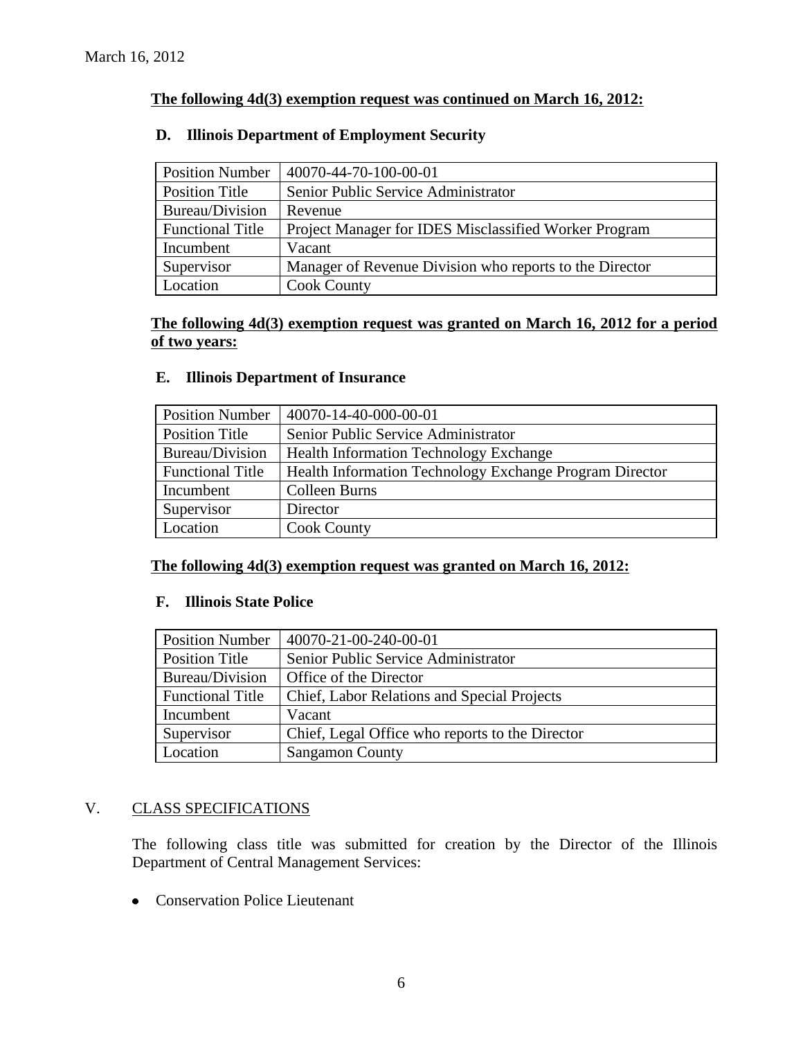March 16, 2012

**The following 4d(3) exemption request was continued on March 16, 2012:**

**D. Illinois Department of Employment Security**

| Position Number | 40070-44-70-100-00-01 |
|---|---|
| Position Title | Senior Public Service Administrator |
| Bureau/Division | Revenue |
| Functional Title | Project Manager for IDES Misclassified Worker Program |
| Incumbent | Vacant |
| Supervisor | Manager of Revenue Division who reports to the Director |
| Location | Cook County |

**The following 4d(3) exemption request was granted on March 16, 2012 for a period of two years:**

**E. Illinois Department of Insurance**

| Position Number | 40070-14-40-000-00-01 |
|---|---|
| Position Title | Senior Public Service Administrator |
| Bureau/Division | Health Information Technology Exchange |
| Functional Title | Health Information Technology Exchange Program Director |
| Incumbent | Colleen Burns |
| Supervisor | Director |
| Location | Cook County |

**The following 4d(3) exemption request was granted on March 16, 2012:**

**F. Illinois State Police**

| Position Number | 40070-21-00-240-00-01 |
|---|---|
| Position Title | Senior Public Service Administrator |
| Bureau/Division | Office of the Director |
| Functional Title | Chief, Labor Relations and Special Projects |
| Incumbent | Vacant |
| Supervisor | Chief, Legal Office who reports to the Director |
| Location | Sangamon County |

## V. CLASS SPECIFICATIONS

The following class title was submitted for creation by the Director of the Illinois Department of Central Management Services:

- Conservation Police Lieutenant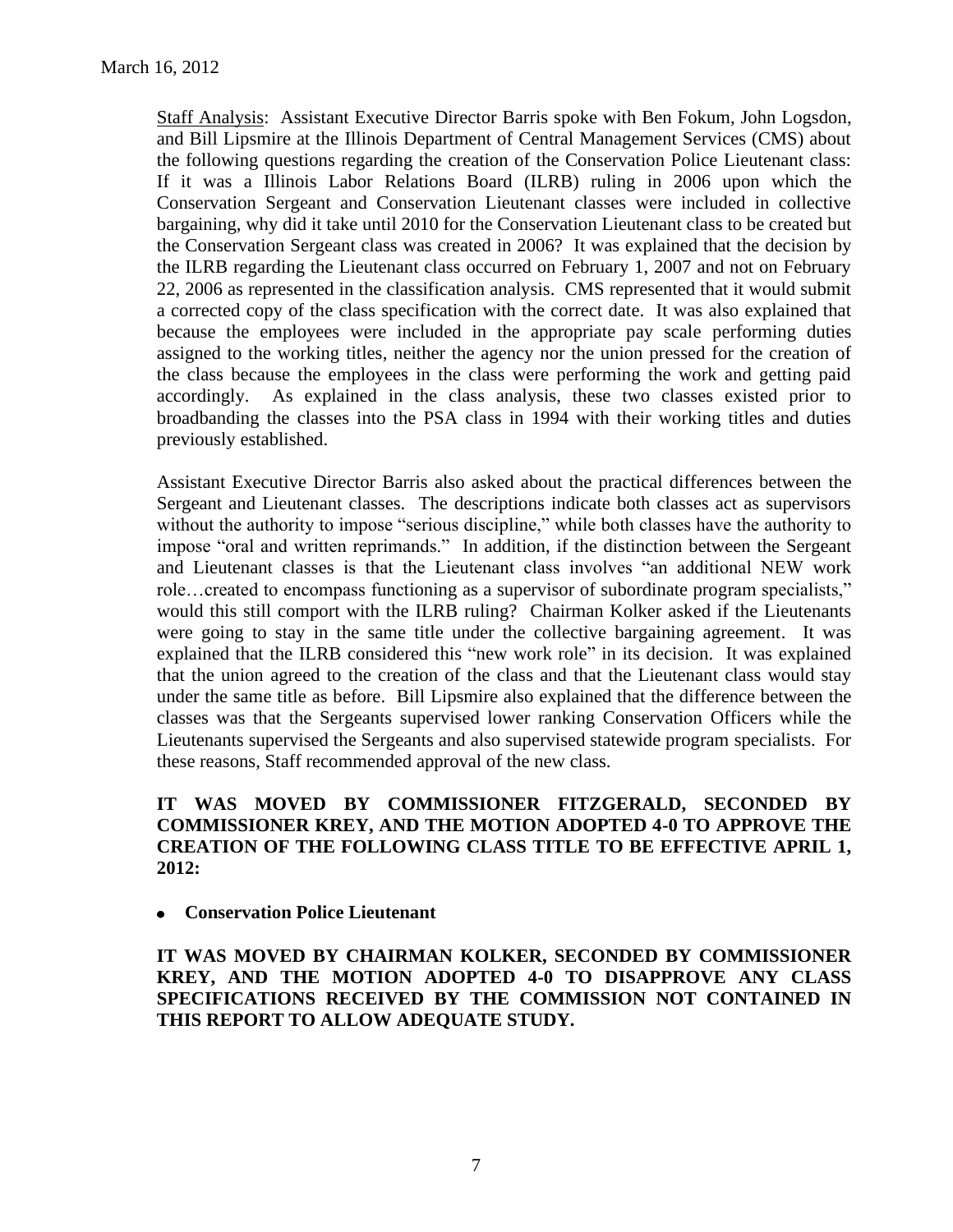Staff Analysis: Assistant Executive Director Barris spoke with Ben Fokum, John Logsdon, and Bill Lipsmire at the Illinois Department of Central Management Services (CMS) about the following questions regarding the creation of the Conservation Police Lieutenant class: If it was a Illinois Labor Relations Board (ILRB) ruling in 2006 upon which the Conservation Sergeant and Conservation Lieutenant classes were included in collective bargaining, why did it take until 2010 for the Conservation Lieutenant class to be created but the Conservation Sergeant class was created in 2006? It was explained that the decision by the ILRB regarding the Lieutenant class occurred on February 1, 2007 and not on February 22, 2006 as represented in the classification analysis. CMS represented that it would submit a corrected copy of the class specification with the correct date. It was also explained that because the employees were included in the appropriate pay scale performing duties assigned to the working titles, neither the agency nor the union pressed for the creation of the class because the employees in the class were performing the work and getting paid accordingly. As explained in the class analysis, these two classes existed prior to broadbanding the classes into the PSA class in 1994 with their working titles and duties previously established.

Assistant Executive Director Barris also asked about the practical differences between the Sergeant and Lieutenant classes. The descriptions indicate both classes act as supervisors without the authority to impose "serious discipline," while both classes have the authority to impose "oral and written reprimands." In addition, if the distinction between the Sergeant and Lieutenant classes is that the Lieutenant class involves "an additional NEW work role…created to encompass functioning as a supervisor of subordinate program specialists," would this still comport with the ILRB ruling? Chairman Kolker asked if the Lieutenants were going to stay in the same title under the collective bargaining agreement. It was explained that the ILRB considered this "new work role" in its decision. It was explained that the union agreed to the creation of the class and that the Lieutenant class would stay under the same title as before. Bill Lipsmire also explained that the difference between the classes was that the Sergeants supervised lower ranking Conservation Officers while the Lieutenants supervised the Sergeants and also supervised statewide program specialists. For these reasons, Staff recommended approval of the new class.

**IT WAS MOVED BY COMMISSIONER FITZGERALD, SECONDED BY COMMISSIONER KREY, AND THE MOTION ADOPTED 4-0 TO APPROVE THE CREATION OF THE FOLLOWING CLASS TITLE TO BE EFFECTIVE APRIL 1, 2012:**

- **Conservation Police Lieutenant**

**IT WAS MOVED BY CHAIRMAN KOLKER, SECONDED BY COMMISSIONER KREY, AND THE MOTION ADOPTED 4-0 TO DISAPPROVE ANY CLASS SPECIFICATIONS RECEIVED BY THE COMMISSION NOT CONTAINED IN THIS REPORT TO ALLOW ADEQUATE STUDY.**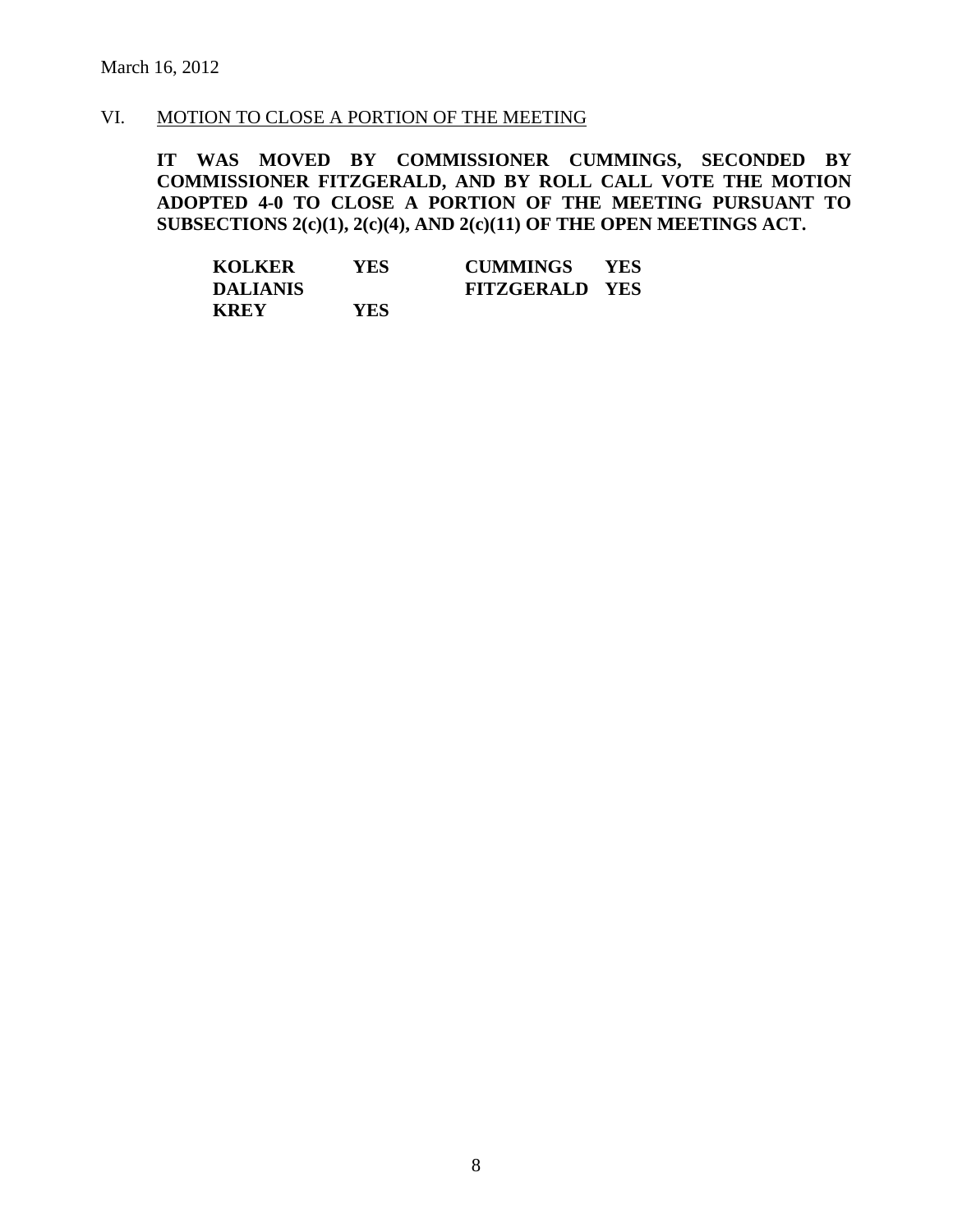March 16, 2012

VI. MOTION TO CLOSE A PORTION OF THE MEETING

**IT WAS MOVED BY COMMISSIONER CUMMINGS, SECONDED BY COMMISSIONER FITZGERALD, AND BY ROLL CALL VOTE THE MOTION ADOPTED 4-0 TO CLOSE A PORTION OF THE MEETING PURSUANT TO SUBSECTIONS 2(c)(1), 2(c)(4), AND 2(c)(11) OF THE OPEN MEETINGS ACT.**

| | | | |
|---|---|---|---|
| **KOLKER** | **YES** | **CUMMINGS** | **YES** |
| **DALIANIS** | | **FITZGERALD** | **YES** |
| **KREY** | **YES** | | |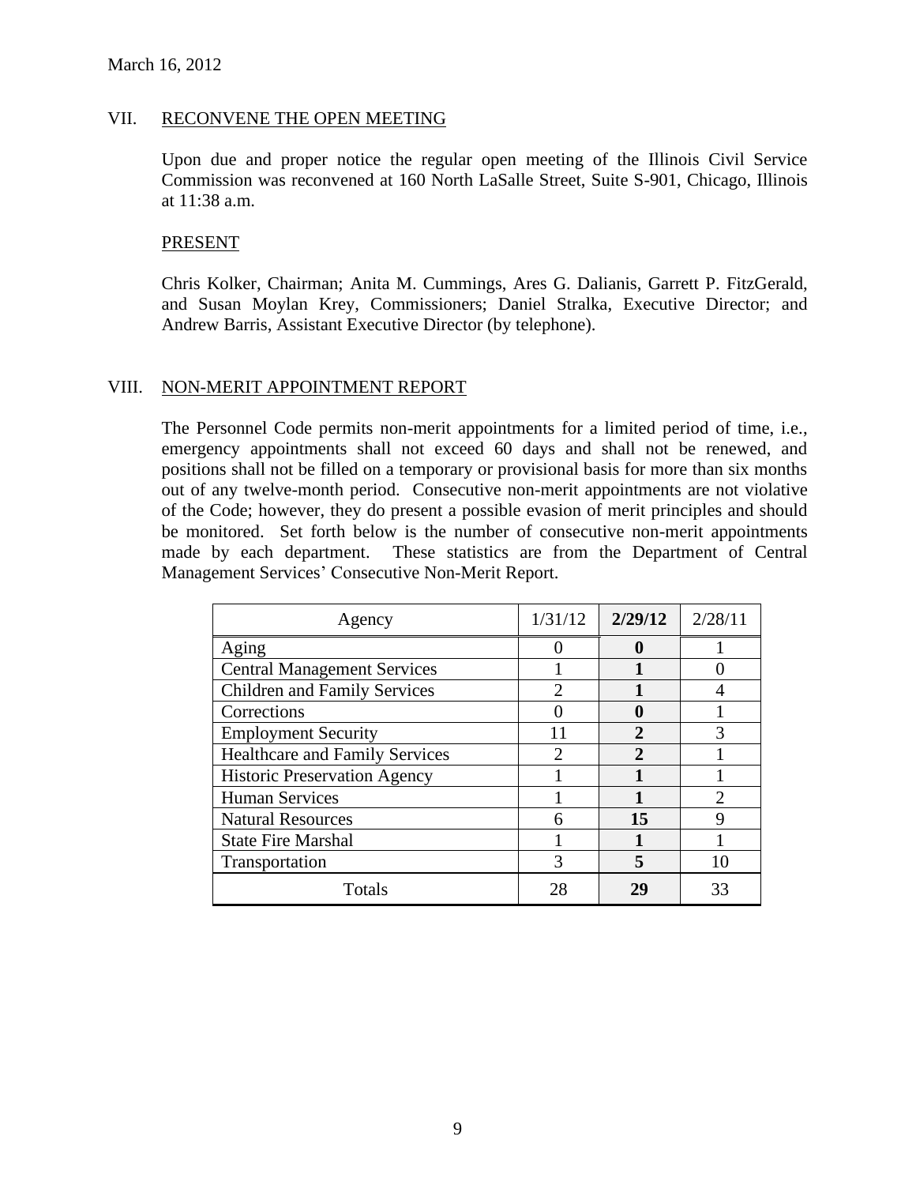March 16, 2012

## VII. RECONVENE THE OPEN MEETING

Upon due and proper notice the regular open meeting of the Illinois Civil Service Commission was reconvened at 160 North LaSalle Street, Suite S-901, Chicago, Illinois at 11:38 a.m.

### PRESENT

Chris Kolker, Chairman; Anita M. Cummings, Ares G. Dalianis, Garrett P. FitzGerald, and Susan Moylan Krey, Commissioners; Daniel Stralka, Executive Director; and Andrew Barris, Assistant Executive Director (by telephone).

## VIII. NON-MERIT APPOINTMENT REPORT

The Personnel Code permits non-merit appointments for a limited period of time, i.e., emergency appointments shall not exceed 60 days and shall not be renewed, and positions shall not be filled on a temporary or provisional basis for more than six months out of any twelve-month period. Consecutive non-merit appointments are not violative of the Code; however, they do present a possible evasion of merit principles and should be monitored. Set forth below is the number of consecutive non-merit appointments made by each department. These statistics are from the Department of Central Management Services' Consecutive Non-Merit Report.

| Agency | 1/31/12 | **2/29/12** | 2/28/11 |
|---|---|---|---|
| Aging | 0 | **0** | 1 |
| Central Management Services | 1 | **1** | 0 |
| Children and Family Services | 2 | **1** | 4 |
| Corrections | 0 | **0** | 1 |
| Employment Security | 11 | **2** | 3 |
| Healthcare and Family Services | 2 | **2** | 1 |
| Historic Preservation Agency | 1 | **1** | 1 |
| Human Services | 1 | **1** | 2 |
| Natural Resources | 6 | **15** | 9 |
| State Fire Marshal | 1 | **1** | 1 |
| Transportation | 3 | **5** | 10 |
| Totals | 28 | **29** | 33 |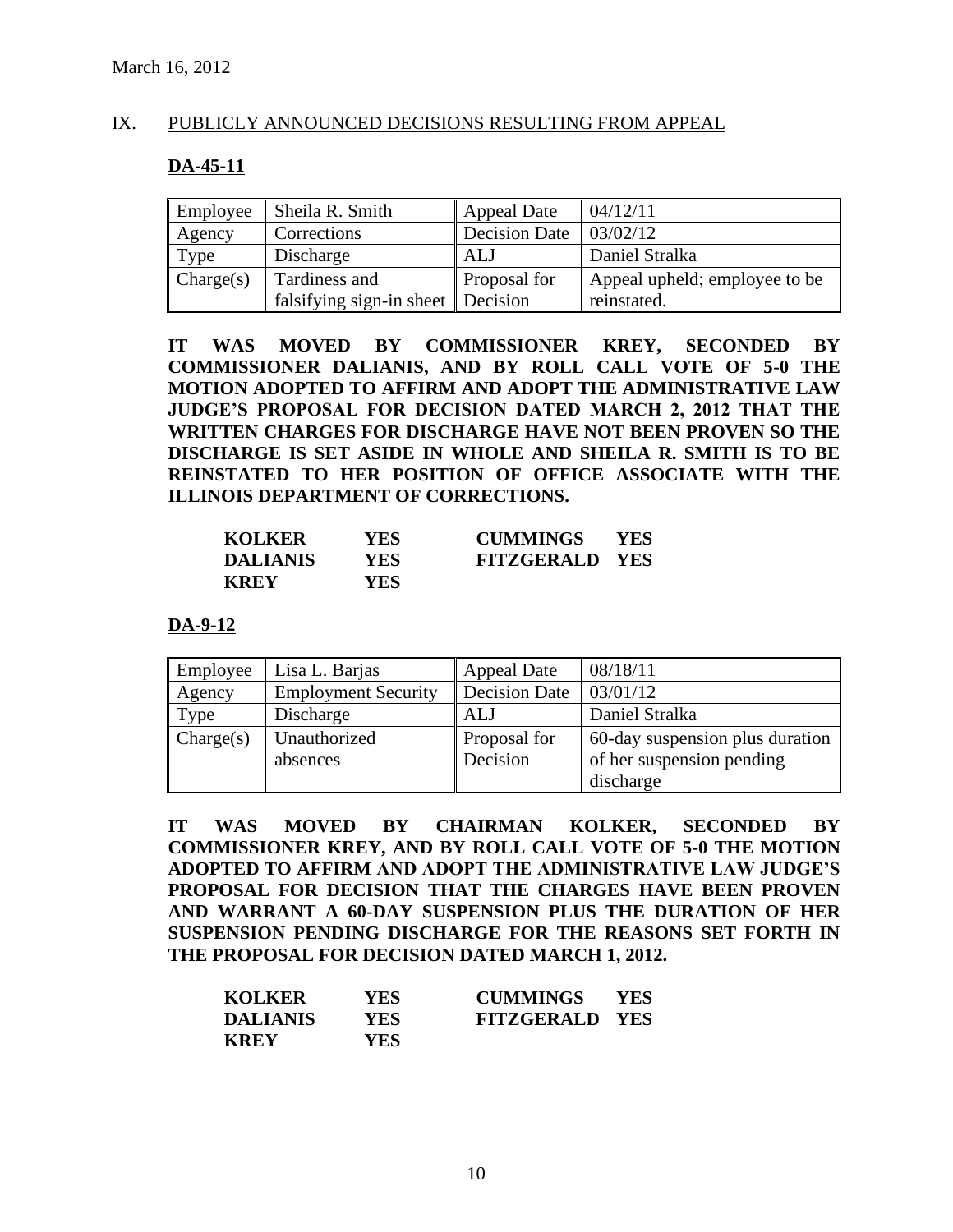March 16, 2012

## IX. PUBLICLY ANNOUNCED DECISIONS RESULTING FROM APPEAL

### DA-45-11

| Employee | Sheila R. Smith | Appeal Date | 04/12/11 |
|---|---|---|---|
| Agency | Corrections | Decision Date | 03/02/12 |
| Type | Discharge | ALJ | Daniel Stralka |
| Charge(s) | Tardiness and falsifying sign-in sheet | Proposal for Decision | Appeal upheld; employee to be reinstated. |

**IT WAS MOVED BY COMMISSIONER KREY, SECONDED BY COMMISSIONER DALIANIS, AND BY ROLL CALL VOTE OF 5-0 THE MOTION ADOPTED TO AFFIRM AND ADOPT THE ADMINISTRATIVE LAW JUDGE'S PROPOSAL FOR DECISION DATED MARCH 2, 2012 THAT THE WRITTEN CHARGES FOR DISCHARGE HAVE NOT BEEN PROVEN SO THE DISCHARGE IS SET ASIDE IN WHOLE AND SHEILA R. SMITH IS TO BE REINSTATED TO HER POSITION OF OFFICE ASSOCIATE WITH THE ILLINOIS DEPARTMENT OF CORRECTIONS.**

| | | | |
|---|---|---|---|
| **KOLKER** | **YES** | **CUMMINGS** | **YES** |
| **DALIANIS** | **YES** | **FITZGERALD** | **YES** |
| **KREY** | **YES** | | |

### DA-9-12

| Employee | Lisa L. Barjas | Appeal Date | 08/18/11 |
|---|---|---|---|
| Agency | Employment Security | Decision Date | 03/01/12 |
| Type | Discharge | ALJ | Daniel Stralka |
| Charge(s) | Unauthorized absences | Proposal for Decision | 60-day suspension plus duration of her suspension pending discharge |

**IT WAS MOVED BY CHAIRMAN KOLKER, SECONDED BY COMMISSIONER KREY, AND BY ROLL CALL VOTE OF 5-0 THE MOTION ADOPTED TO AFFIRM AND ADOPT THE ADMINISTRATIVE LAW JUDGE'S PROPOSAL FOR DECISION THAT THE CHARGES HAVE BEEN PROVEN AND WARRANT A 60-DAY SUSPENSION PLUS THE DURATION OF HER SUSPENSION PENDING DISCHARGE FOR THE REASONS SET FORTH IN THE PROPOSAL FOR DECISION DATED MARCH 1, 2012.**

| | | | |
|---|---|---|---|
| **KOLKER** | **YES** | **CUMMINGS** | **YES** |
| **DALIANIS** | **YES** | **FITZGERALD** | **YES** |
| **KREY** | **YES** | | |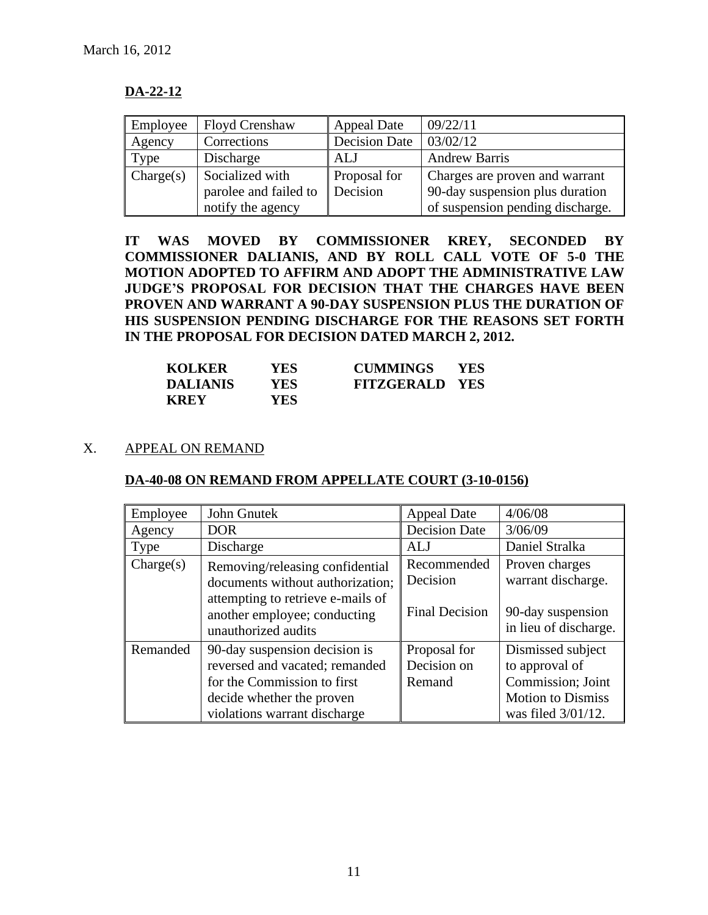March 16, 2012

**DA-22-12**

| Employee | Floyd Crenshaw | Appeal Date | 09/22/11 |
|---|---|---|---|
| Agency | Corrections | Decision Date | 03/02/12 |
| Type | Discharge | ALJ | Andrew Barris |
| Charge(s) | Socialized with parolee and failed to notify the agency | Proposal for Decision | Charges are proven and warrant 90-day suspension plus duration of suspension pending discharge. |

**IT WAS MOVED BY COMMISSIONER KREY, SECONDED BY COMMISSIONER DALIANIS, AND BY ROLL CALL VOTE OF 5-0 THE MOTION ADOPTED TO AFFIRM AND ADOPT THE ADMINISTRATIVE LAW JUDGE'S PROPOSAL FOR DECISION THAT THE CHARGES HAVE BEEN PROVEN AND WARRANT A 90-DAY SUSPENSION PLUS THE DURATION OF HIS SUSPENSION PENDING DISCHARGE FOR THE REASONS SET FORTH IN THE PROPOSAL FOR DECISION DATED MARCH 2, 2012.**

| | | | |
|---|---|---|---|
| **KOLKER** | **YES** | **CUMMINGS** | **YES** |
| **DALIANIS** | **YES** | **FITZGERALD** | **YES** |
| **KREY** | **YES** | | |

X. APPEAL ON REMAND

**DA-40-08 ON REMAND FROM APPELLATE COURT (3-10-0156)**

| Employee | John Gnutek | Appeal Date | 4/06/08 |
|---|---|---|---|
| Agency | DOR | Decision Date | 3/06/09 |
| Type | Discharge | ALJ | Daniel Stralka |
| Charge(s) | Removing/releasing confidential documents without authorization; attempting to retrieve e-mails of another employee; conducting unauthorized audits | Recommended Decision<br><br>Final Decision | Proven charges warrant discharge.<br><br>90-day suspension in lieu of discharge. |
| Remanded | 90-day suspension decision is reversed and vacated; remanded for the Commission to first decide whether the proven violations warrant discharge | Proposal for Decision on Remand | Dismissed subject to approval of Commission; Joint Motion to Dismiss was filed 3/01/12. |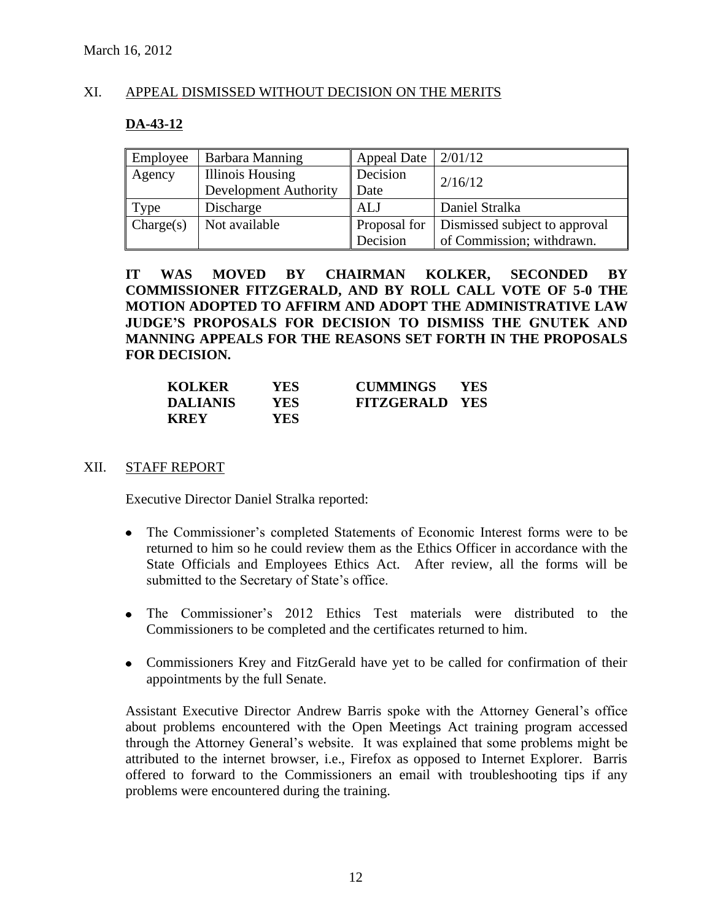March 16, 2012

## XI. APPEAL DISMISSED WITHOUT DECISION ON THE MERITS

### DA-43-12

| Employee | Barbara Manning | Appeal Date | 2/01/12 |
|---|---|---|---|
| Agency | Illinois Housing Development Authority | Decision Date | 2/16/12 |
| Type | Discharge | ALJ | Daniel Stralka |
| Charge(s) | Not available | Proposal for Decision | Dismissed subject to approval of Commission; withdrawn. |

**IT WAS MOVED BY CHAIRMAN KOLKER, SECONDED BY COMMISSIONER FITZGERALD, AND BY ROLL CALL VOTE OF 5-0 THE MOTION ADOPTED TO AFFIRM AND ADOPT THE ADMINISTRATIVE LAW JUDGE'S PROPOSALS FOR DECISION TO DISMISS THE GNUTEK AND MANNING APPEALS FOR THE REASONS SET FORTH IN THE PROPOSALS FOR DECISION.**

| | | | |
|---|---|---|---|
| **KOLKER** | **YES** | **CUMMINGS** | **YES** |
| **DALIANIS** | **YES** | **FITZGERALD** | **YES** |
| **KREY** | **YES** | | |

## XII. STAFF REPORT

Executive Director Daniel Stralka reported:

- The Commissioner's completed Statements of Economic Interest forms were to be returned to him so he could review them as the Ethics Officer in accordance with the State Officials and Employees Ethics Act. After review, all the forms will be submitted to the Secretary of State's office.
- The Commissioner's 2012 Ethics Test materials were distributed to the Commissioners to be completed and the certificates returned to him.
- Commissioners Krey and FitzGerald have yet to be called for confirmation of their appointments by the full Senate.

Assistant Executive Director Andrew Barris spoke with the Attorney General's office about problems encountered with the Open Meetings Act training program accessed through the Attorney General's website. It was explained that some problems might be attributed to the internet browser, i.e., Firefox as opposed to Internet Explorer. Barris offered to forward to the Commissioners an email with troubleshooting tips if any problems were encountered during the training.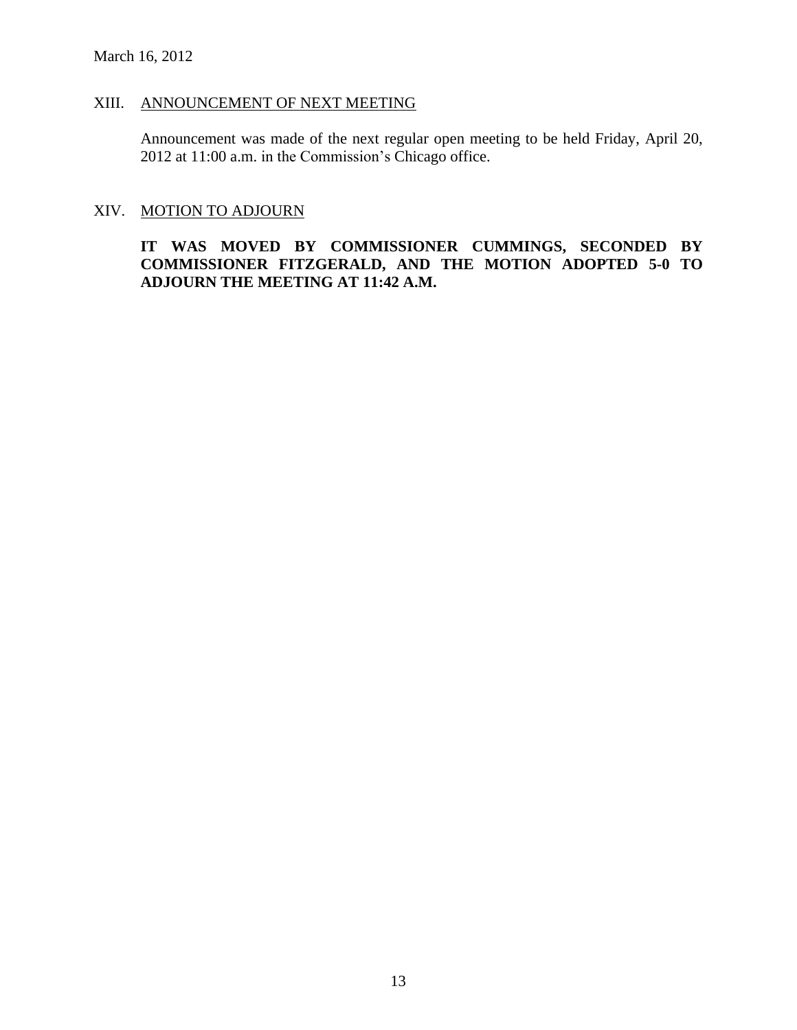## XIII. ANNOUNCEMENT OF NEXT MEETING

Announcement was made of the next regular open meeting to be held Friday, April 20, 2012 at 11:00 a.m. in the Commission's Chicago office.

## XIV. MOTION TO ADJOURN

**IT WAS MOVED BY COMMISSIONER CUMMINGS, SECONDED BY COMMISSIONER FITZGERALD, AND THE MOTION ADOPTED 5-0 TO ADJOURN THE MEETING AT 11:42 A.M.**